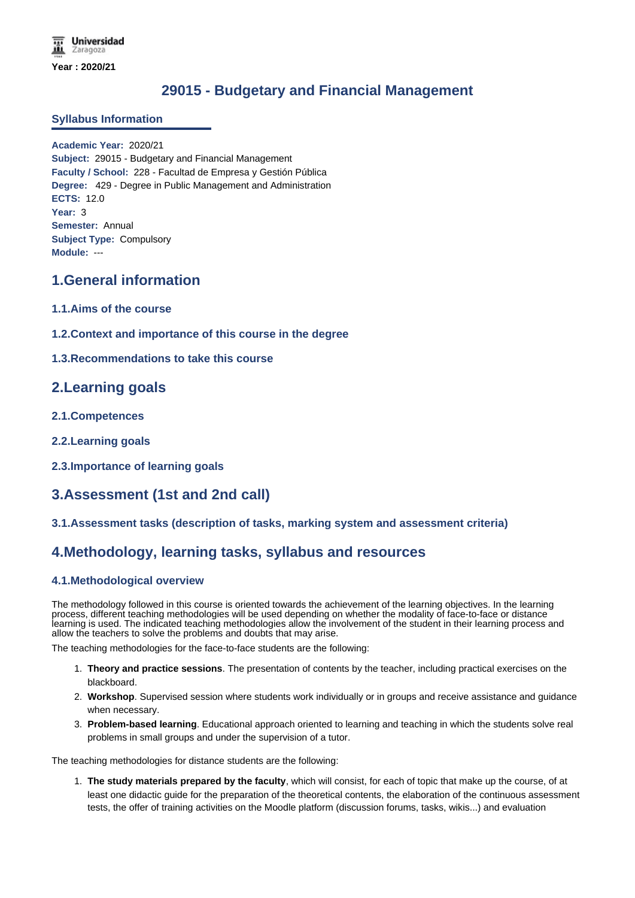Year : 2020/21

# 29015 - Budgetary and Financial Management

## Syllabus Information

**Academic Year:** 2020/21
**Subject:** 29015 - Budgetary and Financial Management
**Faculty / School:** 228 - Facultad de Empresa y Gestión Pública
**Degree:** 429 - Degree in Public Management and Administration
**ECTS:** 12.0
**Year:** 3
**Semester:** Annual
**Subject Type:** Compulsory
**Module:** ---

## 1.General information

### 1.1.Aims of the course

### 1.2.Context and importance of this course in the degree

### 1.3.Recommendations to take this course

## 2.Learning goals

### 2.1.Competences

### 2.2.Learning goals

### 2.3.Importance of learning goals

## 3.Assessment (1st and 2nd call)

### 3.1.Assessment tasks (description of tasks, marking system and assessment criteria)

## 4.Methodology, learning tasks, syllabus and resources

### 4.1.Methodological overview

The methodology followed in this course is oriented towards the achievement of the learning objectives. In the learning process, different teaching methodologies will be used depending on whether the modality of face-to-face or distance learning is used. The indicated teaching methodologies allow the involvement of the student in their learning process and allow the teachers to solve the problems and doubts that may arise.

The teaching methodologies for the face-to-face students are the following:

1. **Theory and practice sessions**. The presentation of contents by the teacher, including practical exercises on the blackboard.
2. **Workshop**. Supervised session where students work individually or in groups and receive assistance and guidance when necessary.
3. **Problem-based learning**. Educational approach oriented to learning and teaching in which the students solve real problems in small groups and under the supervision of a tutor.

The teaching methodologies for distance students are the following:

1. **The study materials prepared by the faculty**, which will consist, for each of topic that make up the course, of at least one didactic guide for the preparation of the theoretical contents, the elaboration of the continuous assessment tests, the offer of training activities on the Moodle platform (discussion forums, tasks, wikis...) and evaluation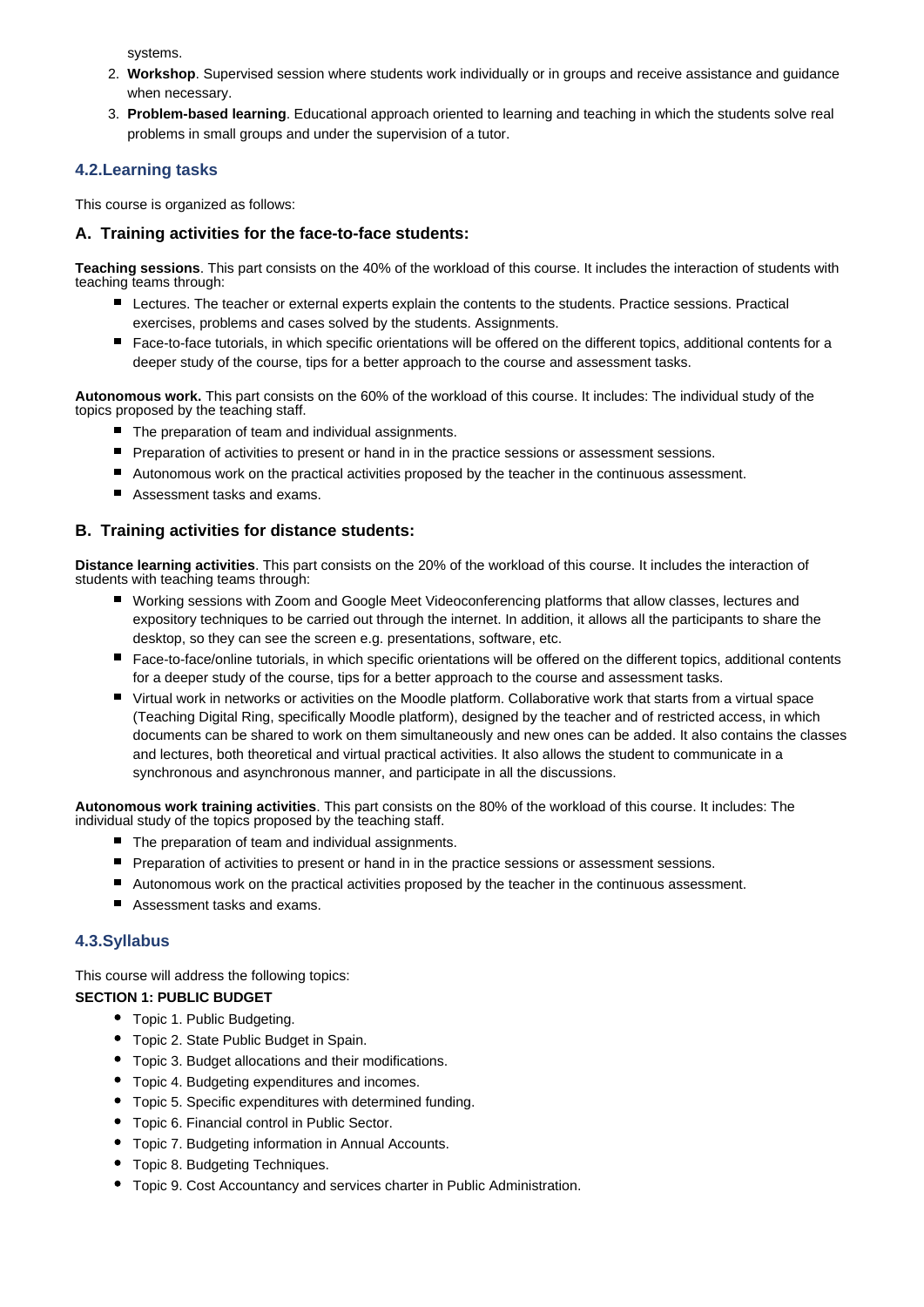systems.

2. **Workshop**. Supervised session where students work individually or in groups and receive assistance and guidance when necessary.
3. **Problem-based learning**. Educational approach oriented to learning and teaching in which the students solve real problems in small groups and under the supervision of a tutor.

## 4.2.Learning tasks

This course is organized as follows:

### A. Training activities for the face-to-face students:

**Teaching sessions**. This part consists on the 40% of the workload of this course. It includes the interaction of students with teaching teams through:

- Lectures. The teacher or external experts explain the contents to the students. Practice sessions. Practical exercises, problems and cases solved by the students. Assignments.
- Face-to-face tutorials, in which specific orientations will be offered on the different topics, additional contents for a deeper study of the course, tips for a better approach to the course and assessment tasks.

**Autonomous work.** This part consists on the 60% of the workload of this course. It includes: The individual study of the topics proposed by the teaching staff.

- The preparation of team and individual assignments.
- Preparation of activities to present or hand in in the practice sessions or assessment sessions.
- Autonomous work on the practical activities proposed by the teacher in the continuous assessment.
- Assessment tasks and exams.

### B. Training activities for distance students:

**Distance learning activities**. This part consists on the 20% of the workload of this course. It includes the interaction of students with teaching teams through:

- Working sessions with Zoom and Google Meet Videoconferencing platforms that allow classes, lectures and expository techniques to be carried out through the internet. In addition, it allows all the participants to share the desktop, so they can see the screen e.g. presentations, software, etc.
- Face-to-face/online tutorials, in which specific orientations will be offered on the different topics, additional contents for a deeper study of the course, tips for a better approach to the course and assessment tasks.
- Virtual work in networks or activities on the Moodle platform. Collaborative work that starts from a virtual space (Teaching Digital Ring, specifically Moodle platform), designed by the teacher and of restricted access, in which documents can be shared to work on them simultaneously and new ones can be added. It also contains the classes and lectures, both theoretical and virtual practical activities. It also allows the student to communicate in a synchronous and asynchronous manner, and participate in all the discussions.

**Autonomous work training activities**. This part consists on the 80% of the workload of this course. It includes: The individual study of the topics proposed by the teaching staff.

- The preparation of team and individual assignments.
- Preparation of activities to present or hand in in the practice sessions or assessment sessions.
- Autonomous work on the practical activities proposed by the teacher in the continuous assessment.
- Assessment tasks and exams.

## 4.3.Syllabus

This course will address the following topics:

**SECTION 1: PUBLIC BUDGET**

- Topic 1. Public Budgeting.
- Topic 2. State Public Budget in Spain.
- Topic 3. Budget allocations and their modifications.
- Topic 4. Budgeting expenditures and incomes.
- Topic 5. Specific expenditures with determined funding.
- Topic 6. Financial control in Public Sector.
- Topic 7. Budgeting information in Annual Accounts.
- Topic 8. Budgeting Techniques.
- Topic 9. Cost Accountancy and services charter in Public Administration.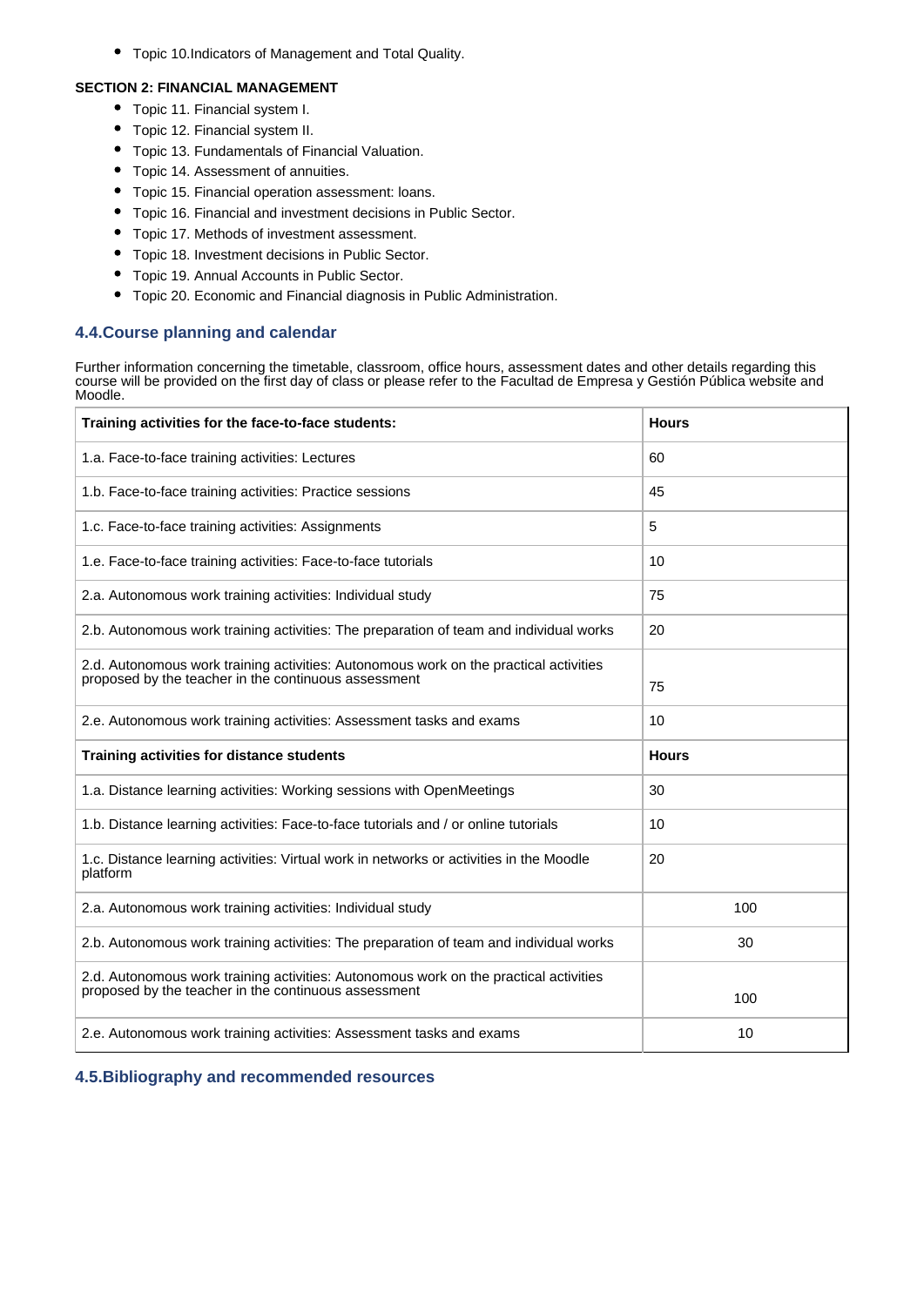- Topic 10.Indicators of Management and Total Quality.

**SECTION 2: FINANCIAL MANAGEMENT**

- Topic 11. Financial system I.
- Topic 12. Financial system II.
- Topic 13. Fundamentals of Financial Valuation.
- Topic 14. Assessment of annuities.
- Topic 15. Financial operation assessment: loans.
- Topic 16. Financial and investment decisions in Public Sector.
- Topic 17. Methods of investment assessment.
- Topic 18. Investment decisions in Public Sector.
- Topic 19. Annual Accounts in Public Sector.
- Topic 20. Economic and Financial diagnosis in Public Administration.

### 4.4.Course planning and calendar

Further information concerning the timetable, classroom, office hours, assessment dates and other details regarding this course will be provided on the first day of class or please refer to the Facultad de Empresa y Gestión Pública website and Moodle.

| Training activities for the face-to-face students: | Hours |
|---|---|
| 1.a. Face-to-face training activities: Lectures | 60 |
| 1.b. Face-to-face training activities: Practice sessions | 45 |
| 1.c. Face-to-face training activities: Assignments | 5 |
| 1.e. Face-to-face training activities: Face-to-face tutorials | 10 |
| 2.a. Autonomous work training activities: Individual study | 75 |
| 2.b. Autonomous work training activities: The preparation of team and individual works | 20 |
| 2.d. Autonomous work training activities: Autonomous work on the practical activities proposed by the teacher in the continuous assessment | 75 |
| 2.e. Autonomous work training activities: Assessment tasks and exams | 10 |
| **Training activities for distance students** | **Hours** |
| 1.a. Distance learning activities: Working sessions with OpenMeetings | 30 |
| 1.b. Distance learning activities: Face-to-face tutorials and / or online tutorials | 10 |
| 1.c. Distance learning activities: Virtual work in networks or activities in the Moodle platform | 20 |
| 2.a. Autonomous work training activities: Individual study | 100 |
| 2.b. Autonomous work training activities: The preparation of team and individual works | 30 |
| 2.d. Autonomous work training activities: Autonomous work on the practical activities proposed by the teacher in the continuous assessment | 100 |
| 2.e. Autonomous work training activities: Assessment tasks and exams | 10 |

### 4.5.Bibliography and recommended resources